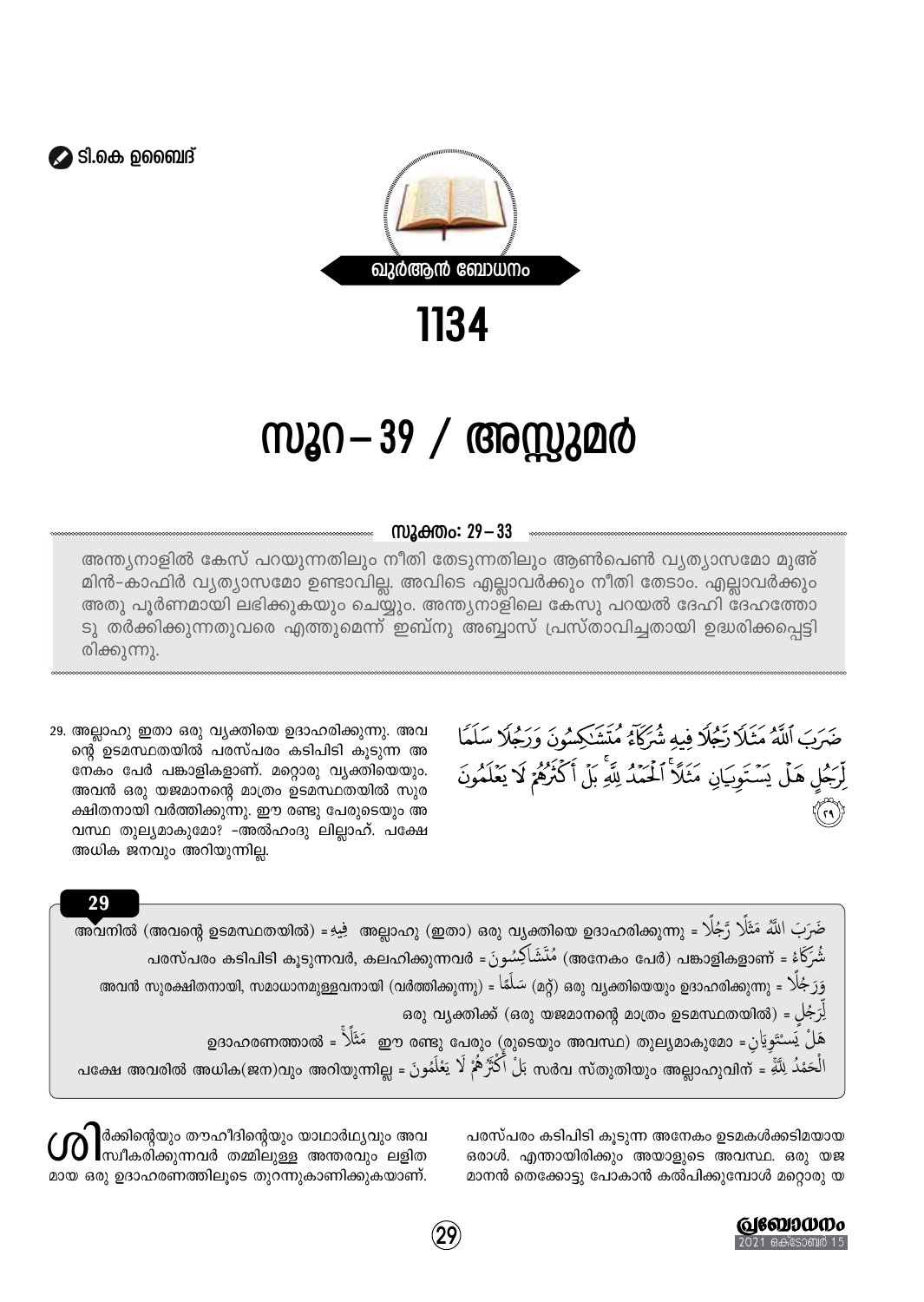ടി.കെ ഉബൈദ്

ഖുർആൻ ബോധനം

1134

# സൂറ – 39 / അസ്സുമർ

## സൂക്തം: 29 – 33

അന്ത്യനാളിൽ കേസ് പറയുന്നതിലും നീതി തേടുന്നതിലും ആൺപെൺ വ്യത്യാസമോ മുഅ്മിൻ-കാഫിർ വ്യത്യാസമോ ഉണ്ടാവില്ല. അവിടെ എല്ലാവർക്കും നീതി തേടാം. എല്ലാവർക്കും അതു പൂർണമായി ലഭിക്കുകയും ചെയ്യും. അന്ത്യനാളിലെ കേസു പറയൽ ദേഹി ദേഹത്തോടു തർക്കിക്കുന്നതുവരെ എത്തുമെന്ന് ഇബ്നു അബ്ബാസ് പ്രസ്താവിച്ചതായി ഉദ്ധരിക്കപ്പെട്ടിരിക്കുന്നു.

ضَرَبَ ٱللَّهُ مَثَلًا رَّجُلًا فِيهِ شُرَكَآءُ مُتَشَٰكِسُونَ وَرَجُلًا سَلَمًا لِّرَجُلٍ هَلْ يَسْتَوِيَانِ مَثَلًا ۚ ٱلْحَمْدُ لِلَّهِ ۚ بَلْ أَكْثَرُهُمْ لَا يَعْلَمُونَ ﴿٢٩﴾

29. അല്ലാഹു ഇതാ ഒരു വ്യക്തിയെ ഉദാഹരിക്കുന്നു. അവന്റെ ഉടമസ്ഥതയിൽ പരസ്പരം കടിപിടി കൂടുന്ന അനേകം പേർ പങ്കാളികളാണ്. മറ്റൊരു വ്യക്തിയെയും. അവൻ ഒരു യജമാനന്റെ മാത്രം ഉടമസ്ഥതയിൽ സുരക്ഷിതനായി വർത്തിക്കുന്നു. ഈ രണ്ടു പേരുടെയും അവസ്ഥ തുല്യമാകുമോ? -അൽഹംദു ലില്ലാഹ്. പക്ഷേ അധിക ജനവും അറിയുന്നില്ല.

**29**

ضَرَبَ اللَّهُ مَثَلًا رَّجُلًا = അല്ലാഹു (ഇതാ) ഒരു വ്യക്തിയെ ഉദാഹരിക്കുന്നു فِيهِ = അവനിൽ (അവന്റെ ഉടമസ്ഥതയിൽ)

شُرَكَاءُ = (അനേകം പേർ) പങ്കാളികളാണ് مُتَشَاكِسُونَ = പരസ്പരം കടിപിടി കൂടുന്നവർ, കലഹിക്കുന്നവർ

وَرَجُلًا = (മറ്റ്) ഒരു വ്യക്തിയെയും ഉദാഹരിക്കുന്നു سَلَمًا = അവൻ സുരക്ഷിതനായി, സമാധാനമുള്ളവനായി (വർത്തിക്കുന്നു)

لِّرَجُلٍ = ഒരു വ്യക്തിക്ക് (ഒരു യജമാനന്റെ മാത്രം ഉടമസ്ഥതയിൽ)

هَلْ يَسْتَوِيَانِ = ഈ രണ്ടു പേരും (രുടെയും അവസ്ഥ) തുല്യമാകുമോ مَثَلًا = ഉദാഹരണത്താൽ

الْحَمْدُ لِلَّهِ = സർവ സ്തുതിയും അല്ലാഹുവിന് بَلْ أَكْثَرُهُمْ لَا يَعْلَمُونَ = പക്ഷേ അവരിൽ അധിക(ജന)വും അറിയുന്നില്ല

ശിർക്കിന്റെയും തൗഹീദിന്റെയും യാഥാർഥ്യവും അവ സ്വീകരിക്കുന്നവർ തമ്മിലുള്ള അന്തരവും ലളിതമായ ഒരു ഉദാഹരണത്തിലൂടെ തുറന്നുകാണിക്കുകയാണ്. പരസ്പരം കടിപിടി കൂടുന്ന അനേകം ഉടമകൾക്കടിമയായ ഒരാൾ. എന്തായിരിക്കും അയാളുടെ അവസ്ഥ. ഒരു യജമാനൻ തെക്കോട്ടു പോകാൻ കൽപിക്കുമ്പോൾ മറ്റൊരു യ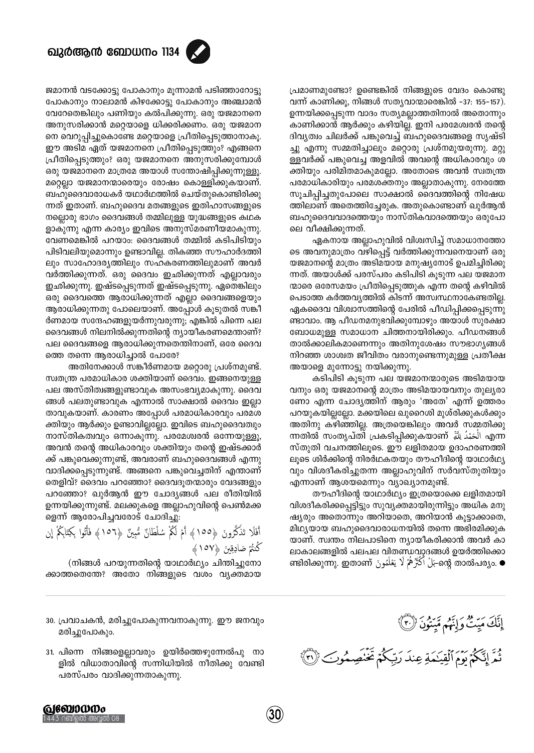ജമാനൻ വടക്കോട്ടു പോകാനും മൂന്നാമൻ പടിഞ്ഞാറോട്ടു പോകാനും നാലാമൻ കിഴക്കോട്ടു പോകാനും അഞ്ചാമൻ വേറേതെങ്കിലും പണിയും കൽപിക്കുന്നു. ഒരു യജമാനനെ അനുസരിക്കാൻ മറ്റെയാളെ ധിക്കരിക്കണം. ഒരു യജമാനനെ വെറുപ്പിച്ചുകൊണ്ടേ മറ്റെയാളെ പ്രീതിപ്പെടുത്താനാകൂ. ഈ അടിമ ഏത് യജമാനനെ പ്രീതിപ്പെടുത്തും? എങ്ങനെ പ്രീതിപ്പെടുത്തും? ഒരു യജമാനനെ അനുസരിക്കുമ്പോൾ ഒരു യജമാനനെ മാത്രമേ അയാൾ സന്തോഷിപ്പിക്കുന്നുള്ളൂ. മറ്റെല്ലാ യജമാനന്മാരെയും രോഷം കൊള്ളിക്കുകയാണ്. ബഹുദൈവാരാധകർ യഥാർഥത്തിൽ ചെയ്തുകൊണ്ടിരിക്കുന്നത് ഇതാണ്. ബഹുദൈവ മതങ്ങളുടെ ഇതിഹാസങ്ങളുടെ നല്ലൊരു ഭാഗം ദൈവങ്ങൾ തമ്മിലുള്ള യുദ്ധങ്ങളുടെ കഥകളാകുന്നു എന്ന കാര്യം ഇവിടെ അനുസ്മരണീയമാകുന്നു. വേണമെങ്കിൽ പറയാം: ദൈവങ്ങൾ തമ്മിൽ കടിപിടിയും പിടിവലിയുമൊന്നും ഉണ്ടാവില്ല. തികഞ്ഞ സൗഹാർദത്തിലും സാഹോദര്യത്തിലും സഹകരണത്തിലുമാണ് അവർ വർത്തിക്കുന്നത്. ഒരു ദൈവം ഇച്ഛിക്കുന്നത് എല്ലാവരും ഇച്ഛിക്കുന്നു. ഇഷ്ടപ്പെടുന്നത് ഇഷ്ടപ്പെടുന്നു. ഏതെങ്കിലും ഒരു ദൈവത്തെ ആരാധിക്കുന്നത് എല്ലാ ദൈവങ്ങളെയും ആരാധിക്കുന്നതു പോലെയാണ്. അപ്പോൾ കൂടുതൽ സങ്കീർണമായ സന്ദേഹങ്ങളുയർന്നുവരുന്നു; എങ്കിൽ പിന്നെ പല ദൈവങ്ങൾ നിലനിൽക്കുന്നതിന്റെ ന്യായീകരണമെന്താണ്? പല ദൈവങ്ങളെ ആരാധിക്കുന്നതെന്തിനാണ്, ഒരേ ദൈവത്തെ തന്നെ ആരാധിച്ചാൽ പോരേ?

അതിനേക്കാൾ സങ്കീർണമായ മറ്റൊരു പ്രശ്നമുണ്ട്. സ്വതന്ത്ര പരമാധികാര ശക്തിയാണ് ദൈവം. ഇങ്ങനെയുള്ള പല അസ്തിത്വങ്ങളുണ്ടാവുക അസംഭവ്യമാകുന്നു. ദൈവങ്ങൾ പലതുണ്ടാവുക എന്നാൽ സാക്ഷാൽ ദൈവം ഇല്ലാതാവുകയാണ്. കാരണം അപ്പോൾ പരമാധികാരവും പരമശക്തിയും ആർക്കും ഉണ്ടാവില്ലല്ലോ. ഇവിടെ ബഹുദൈവത്വവും നാസ്തികത്വവും ഒന്നാകുന്നു. പരമേശ്വരൻ ഒന്നേയുള്ളൂ, അവൻ തന്റെ അധികാരവും ശക്തിയും തന്റെ ഇഷ്ടക്കാർക്ക് പങ്കുവെക്കുന്നുണ്ട്, അവരാണ് ബഹുദൈവങ്ങൾ എന്നു വാദിക്കപ്പെടുന്നുണ്ട്. അങ്ങനെ പങ്കുവെച്ചതിന് എന്താണ് തെളിവ്? ദൈവം പറഞ്ഞോ? ദൈവദൂതന്മാരും വേദങ്ങളും പറഞ്ഞോ? ഖുർആൻ ഈ ചോദ്യങ്ങൾ പല രീതിയിൽ ഉന്നയിക്കുന്നുണ്ട്. മലക്കുകളെ അല്ലാഹുവിന്റെ പെൺമക്കളെന്ന് ആരോപിച്ചവരോട് ചോദിച്ചു:

أَفَلَا تَذَكَّرُونَ ﴿١٥٥﴾ أَمْ لَكُمْ سُلْطَانٌ مُّبِينٌ ﴿١٥٦﴾ فَأْتُوا بِكِتَابِكُمْ إِن كُنتُمْ صَادِقِينَ ﴿١٥٧﴾

(നിങ്ങൾ പറയുന്നതിന്റെ യാഥാർഥ്യം ചിന്തിച്ചുനോക്കാത്തതെന്തേ? അതോ നിങ്ങളുടെ വശം വ്യക്തമായ പ്രമാണമുണ്ടോ? ഉണ്ടെങ്കിൽ നിങ്ങളുടെ വേദം കൊണ്ടുവന്ന് കാണിക്ക്, നിങ്ങൾ സത്യവാന്മാരെങ്കിൽ -37: 155-157). ഉന്നയിക്കപ്പെടുന്ന വാദം സത്യമല്ലാത്തതിനാൽ അതൊന്നും കാണിക്കാൻ ആർക്കും കഴിയില്ല. ഇനി പരമേശ്വരൻ തന്റെ ദിവ്യത്വം ചിലർക്ക് പങ്കുവെച്ച് ബഹുദൈവങ്ങളെ സൃഷ്ടിച്ചു എന്നു സമ്മതിച്ചാലും മറ്റൊരു പ്രശ്നമുയരുന്നു. മറ്റുള്ളവർക്ക് പങ്കുവെച്ച അളവിൽ അവന്റെ അധികാരവും ശക്തിയും പരിമിതമാകുമല്ലോ. അതോടെ അവൻ സ്വതന്ത്ര പരമാധികാരിയും പരമശക്തനും അല്ലാതാകുന്നു. നേരത്തേ സൂചിപ്പിച്ചതുപോലെ സാക്ഷാൽ ദൈവത്തിന്റെ നിഷേധത്തിലാണ് അതെത്തിച്ചേരുക. അതുകൊണ്ടാണ് ഖുർആൻ ബഹുദൈവവാദത്തെയും നാസ്തികവാദത്തെയും ഒരുപോലെ വീക്ഷിക്കുന്നത്.

ഏകനായ അല്ലാഹുവിൽ വിശ്വസിച്ച് സമാധാനത്തോടെ അവനുമാത്രം വഴിപ്പെട്ട് വർത്തിക്കുന്നവനെയാണ് ഒരു യജമാനന്റെ മാത്രം അടിമയായ മനുഷ്യനോട് ഉപമിച്ചിരിക്കുന്നത്. അയാൾക്ക് പരസ്പരം കടിപിടി കൂടുന്ന പല യജമാനന്മാരെ ഒരേസമയം പ്രീതിപ്പെടുത്തുക എന്ന തന്റെ കഴിവിൽ പെടാത്ത കർത്തവ്യത്തിൽ കിടന്ന് അസ്വസ്ഥനാകേണ്ടതില്ല. ഏകദൈവ വിശ്വാസത്തിന്റെ പേരിൽ പീഡിപ്പിക്കപ്പെടുന്നുണ്ടാവാം. ആ പീഡനമനുഭവിക്കുമ്പോഴും അയാൾ സുരക്ഷാബോധമുള്ള സമാധാന ചിത്തനായിരിക്കും. പീഡനങ്ങൾ താൽക്കാലികമാണെന്നും അതിനുശേഷം സൗഭാഗ്യങ്ങൾ നിറഞ്ഞ ശാശ്വത ജീവിതം വരാനുണ്ടെന്നുമുള്ള പ്രതീക്ഷ അയാളെ മുന്നോട്ടു നയിക്കുന്നു.

കടിപിടി കൂടുന്ന പല യജമാനന്മാരുടെ അടിമയായവനും ഒരു യജമാനന്റെ മാത്രം അടിമയായവനും തുല്യരാണോ എന്ന ചോദ്യത്തിന് ആരും 'അതേ' എന്ന് ഉത്തരം പറയുകയില്ലല്ലോ. മക്കയിലെ ഖുറൈശി മുശ്രിക്കുകൾക്കും അതിനു കഴിഞ്ഞില്ല. അത്രയെങ്കിലും അവർ സമ്മതിക്കുന്നതിൽ സംതൃപ്തി പ്രകടിപ്പിക്കുകയാണ് الْحَمْدُ لِلَّهِ എന്ന സ്തുതി വചനത്തിലൂടെ. ഈ ലളിതമായ ഉദാഹരണത്തിലൂടെ ശിർക്കിന്റെ നിരർഥകതയും തൗഹീദിന്റെ യാഥാർഥ്യവും വിശദീകരിച്ചുതന്ന അല്ലാഹുവിന് സർവസ്തുതിയും എന്നാണ് ആശയമെന്നും വ്യാഖ്യാനമുണ്ട്.

തൗഹീദിന്റെ യാഥാർഥ്യം ഇത്രയൊക്കെ ലളിതമായി വിശദീകരിക്കപ്പെട്ടിട്ടും സുവ്യക്തമായിരുന്നിട്ടും അധിക മനുഷ്യരും അതൊന്നും അറിയാതെ, അറിയാൻ കൂട്ടാക്കാതെ, മിഥ്യയായ ബഹുദൈവാരാധനയിൽ തന്നെ അഭിരമിക്കുകയാണ്. സ്വന്തം നിലപാടിനെ ന്യായീകരിക്കാൻ അവർ കാലാകാലങ്ങളിൽ പലപല വിതണ്ഡവാദങ്ങൾ ഉയർത്തിക്കൊണ്ടിരിക്കുന്നു. ഇതാണ് بَلْ أَكْثَرُهُمْ لَا يَعْلَمُونَ-ന്റെ താൽപര്യം. ●

---

إِنَّكَ مَيِّتٌ وَإِنَّهُم مَّيِّتُونَ ﴿٣٠﴾

ثُمَّ إِنَّكُمْ يَوْمَ الْقِيَامَةِ عِندَ رَبِّكُمْ تَخْتَصِمُونَ ﴿٣١﴾

30. പ്രവാചകൻ, മരിച്ചുപോകുന്നവനാകുന്നു. ഈ ജനവും മരിച്ചുപോകും.

31. പിന്നെ നിങ്ങളെല്ലാവരും ഉയിർത്തെഴുന്നേൽപു നാളിൽ വിധാതാവിന്റെ സന്നിധിയിൽ നീതിക്കു വേണ്ടി പരസ്പരം വാദിക്കുന്നതാകുന്നു.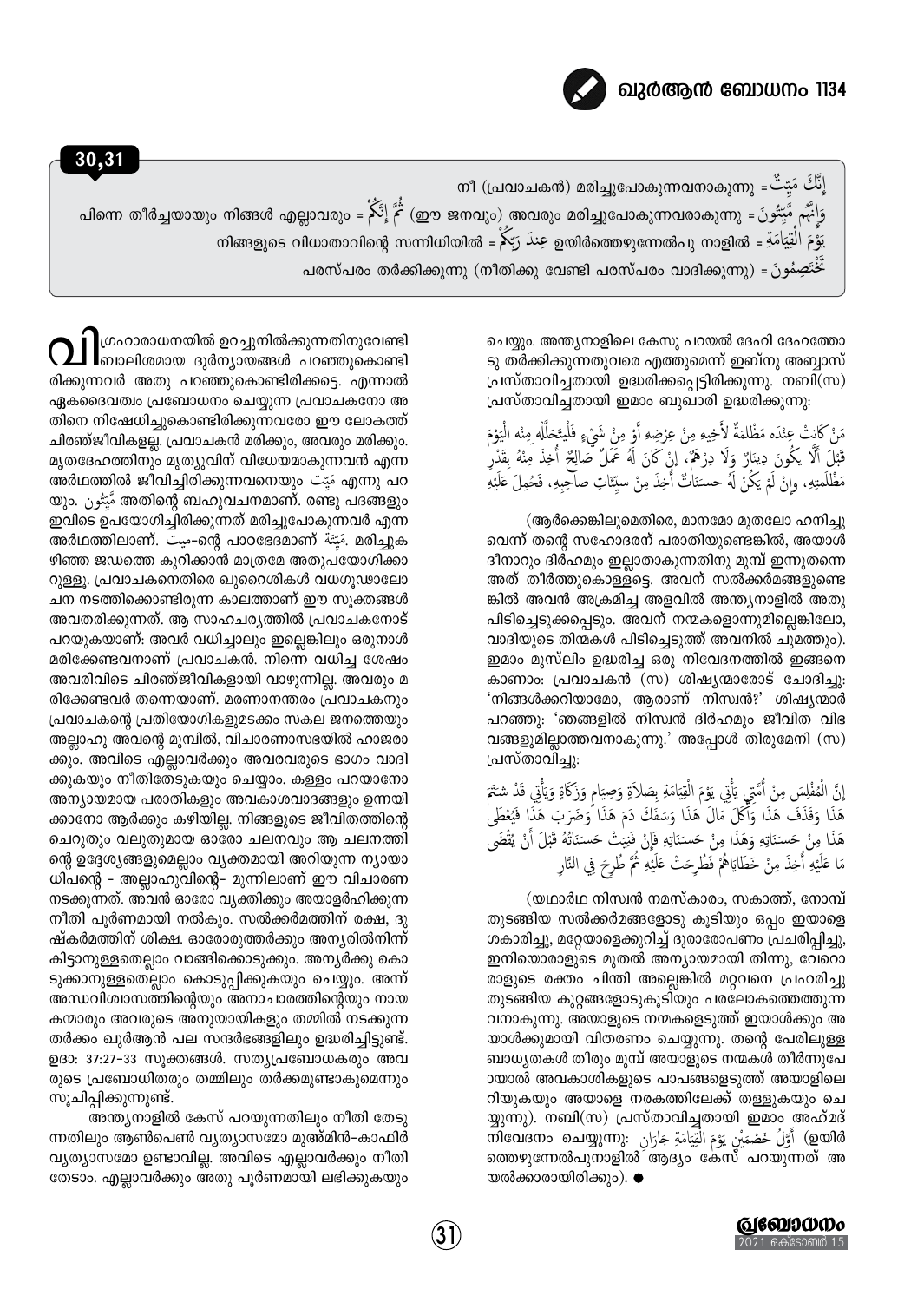## 30,31

إِنَّكَ مَيِّتٌ = നീ (പ്രവാചകൻ) മരിച്ചുപോകുന്നവനാകുന്നു

وَإِنَّهُم مَّيِّتُونَ = (ഈ ജനവും) അവരും മരിച്ചുപോകുന്നവരാകുന്നു ثُمَّ إِنَّكُمْ = പിന്നെ തീർച്ചയായും നിങ്ങൾ എല്ലാവരും

يَوْمَ الْقِيَامَةِ = ഉയിർത്തെഴുന്നേൽപു നാളിൽ عِندَ رَبِّكُمْ = നിങ്ങളുടെ വിധാതാവിന്റെ സന്നിധിയിൽ

تَخْتَصِمُونَ = പരസ്പരം തർക്കിക്കുന്നു (നീതിക്കു വേണ്ടി പരസ്പരം വാദിക്കുന്നു)

വിഗ്രഹാരാധനയിൽ ഉറച്ചുനിൽക്കുന്നതിനുവേണ്ടി ബാലിശമായ ദുർന്യായങ്ങൾ പറഞ്ഞുകൊണ്ടിരിക്കുന്നവർ അതു പറഞ്ഞുകൊണ്ടിരിക്കട്ടെ. എന്നാൽ ഏകദൈവത്വം പ്രബോധനം ചെയ്യുന്ന പ്രവാചകനോ അതിനെ നിഷേധിച്ചുകൊണ്ടിരിക്കുന്നവരോ ഈ ലോകത്ത് ചിരഞ്ജീവികളല്ല. പ്രവാചകൻ മരിക്കും, അവരും മരിക്കും. മൃതദേഹത്തിനും മൃത്യുവിന് വിധേയമാകുന്നവൻ എന്ന അർഥത്തിൽ ജീവിച്ചിരിക്കുന്നവനെയും مَيِّت എന്നു പറയും. مَّيِّتُون അതിന്റെ ബഹുവചനമാണ്. രണ്ടു പദങ്ങളും ഇവിടെ ഉപയോഗിച്ചിരിക്കുന്നത് മരിച്ചുപോകുന്നവർ എന്ന അർഥത്തിലാണ്. مَيْتَة-ന്റെ പാഠഭേദമാണ് مَيْتَة. മരിച്ചുകഴിഞ്ഞ ജഡത്തെ കുറിക്കാൻ മാത്രമേ അതുപയോഗിക്കാറുള്ളൂ. പ്രവാചകനെതിരെ ഖുറൈശികൾ വധഗൂഢാലോചന നടത്തിക്കൊണ്ടിരുന്ന കാലത്താണ് ഈ സൂക്തങ്ങൾ അവതരിക്കുന്നത്. ആ സാഹചര്യത്തിൽ പ്രവാചകനോട് പറയുകയാണ്: അവർ വധിച്ചാലും ഇല്ലെങ്കിലും ഒരുനാൾ മരിക്കേണ്ടവനാണ് പ്രവാചകൻ. നിന്നെ വധിച്ച ശേഷം അവരിവിടെ ചിരഞ്ജീവികളായി വാഴുന്നില്ല. അവരും മരിക്കേണ്ടവർ തന്നെയാണ്. മരണാനന്തരം പ്രവാചകനും പ്രവാചകന്റെ പ്രതിയോഗികളുമടക്കം സകല ജനത്തെയും അല്ലാഹു അവന്റെ മുമ്പിൽ, വിചാരണാസഭയിൽ ഹാജരാക്കും. അവിടെ എല്ലാവർക്കും അവരവരുടെ ഭാഗം വാദിക്കുകയും നീതിതേടുകയും ചെയ്യാം. കള്ളം പറയാനോ അന്യായമായ പരാതികളും അവകാശവാദങ്ങളും ഉന്നയിക്കാനോ ആർക്കും കഴിയില്ല. നിങ്ങളുടെ ജീവിതത്തിന്റെ ചെറുതും വലുതുമായ ഓരോ ചലനവും ആ ചലനത്തിന്റെ ഉദ്ദേശ്യങ്ങളുമെല്ലാം വ്യക്തമായി അറിയുന്ന ന്യായാധിപന്റെ - അല്ലാഹുവിന്റെ- മുന്നിലാണ് ഈ വിചാരണ നടക്കുന്നത്. അവൻ ഓരോ വ്യക്തിക്കും അയാളർഹിക്കുന്ന നീതി പൂർണമായി നൽകും. സൽക്കർമത്തിന് രക്ഷ, ദുഷ്കർമത്തിന് ശിക്ഷ. ഓരോരുത്തർക്കും അന്യരിൽനിന്ന് കിട്ടാനുള്ളതെല്ലാം വാങ്ങിക്കൊടുക്കും. അന്യർക്കു കൊടുക്കാനുള്ളതെല്ലാം കൊടുപ്പിക്കുകയും ചെയ്യും. അന്ന് അന്ധവിശ്വാസത്തിന്റെയും അനാചാരത്തിന്റെയും നായകന്മാരും അവരുടെ അനുയായികളും തമ്മിൽ നടക്കുന്ന തർക്കം ഖുർആൻ പല സന്ദർഭങ്ങളിലും ഉദ്ധരിച്ചിട്ടുണ്ട്. ഉദാ: 37:27-33 സൂക്തങ്ങൾ. സത്യപ്രബോധകരും അവരുടെ പ്രബോധിതരും തമ്മിലും തർക്കമുണ്ടാകുമെന്നും സൂചിപ്പിക്കുന്നുണ്ട്.

അന്ത്യനാളിൽ കേസ് പറയുന്നതിലും നീതി തേടുന്നതിലും ആൺപെൺ വ്യത്യാസമോ മുഅ്മിൻ-കാഫിർ വ്യത്യാസമോ ഉണ്ടാവില്ല. അവിടെ എല്ലാവർക്കും നീതി തേടാം. എല്ലാവർക്കും അതു പൂർണമായി ലഭിക്കുകയും ചെയ്യും. അന്ത്യനാളിലെ കേസു പറയൽ ദേഹി ദേഹത്തോടു തർക്കിക്കുന്നതുവരെ എത്തുമെന്ന് ഇബ്നു അബ്ബാസ് പ്രസ്താവിച്ചതായി ഉദ്ധരിക്കപ്പെട്ടിരിക്കുന്നു. നബി(സ) പ്രസ്താവിച്ചതായി ഇമാം ബുഖാരി ഉദ്ധരിക്കുന്നു:

مَنْ كَانَتْ عِنْدَهُ مَظْلَمَةٌ لأَخِيهِ مِنْ عِرْضِهِ أَوْ مِنْ شَيْءٍ فَلْيَتَحَلَّلْهُ مِنْهُ الْيَوْمَ قَبْلَ أَلاَّ يَكُونَ دِينَارٌ وَلاَ دِرْهَمٌ، إِنْ كَانَ لَهُ عَمَلٌ صَالِحٌ أُخِذَ مِنْهُ بِقَدْرِ مَظْلَمَتِهِ، وإِنْ لَمْ يَكُنْ لَهُ حسنَاتٌ أُخِذَ مِنْ سيِّئَاتِ صَاحِبِهِ، فَحُمِلَ عَلَيْهِ

(ആർക്കെങ്കിലുമെതിരെ, മാനമോ മുതലോ ഹനിച്ചുവെന്ന് തന്റെ സഹോദരന് പരാതിയുണ്ടെങ്കിൽ, അയാൾ ദീനാറും ദിർഹമും ഇല്ലാതാകുന്നതിനു മുമ്പ് ഇന്നുതന്നെ അത് തീർത്തുകൊള്ളട്ടെ. അവന് സൽക്കർമങ്ങളുണ്ടെങ്കിൽ അവൻ അക്രമിച്ച അളവിൽ അന്ത്യനാളിൽ അതു പിടിച്ചെടുക്കപ്പെടും. അവന് നന്മകളൊന്നുമില്ലെങ്കിലോ, വാദിയുടെ തിന്മകൾ പിടിച്ചെടുത്ത് അവനിൽ ചുമത്തും). ഇമാം മുസ്ലിം ഉദ്ധരിച്ച ഒരു നിവേദനത്തിൽ ഇങ്ങനെ കാണാം: പ്രവാചകൻ (സ) ശിഷ്യന്മാരോട് ചോദിച്ചു: 'നിങ്ങൾക്കറിയാമോ, ആരാണ് നിസ്വൻ?' ശിഷ്യന്മാർ പറഞ്ഞു: 'ഞങ്ങളിൽ നിസ്വൻ ദിർഹമും ജീവിത വിഭവങ്ങളുമില്ലാത്തവനാകുന്നു.' അപ്പോൾ തിരുമേനി (സ) പ്രസ്താവിച്ചു:

إِنَّ الْمُفْلِسَ مِنْ أُمَّتِي يَأْتِي يَوْمَ الْقِيَامَةِ بِصَلاَةٍ وَصِيَامٍ وَزَكَاةٍ وَيَأْتِي قَدْ شَتَمَ هَذَا وَقَذَفَ هَذَا وَأَكَلَ مَالَ هَذَا وَسَفَكَ دَمَ هَذَا وَضَرَبَ هَذَا فَيُعْطَى هَذَا مِنْ حَسَنَاتِهِ وَهَذَا مِنْ حَسَنَاتِهِ فَإِنْ فَنِيَتْ حَسَنَاتُهُ قَبْلَ أَنْ يُقْضَى مَا عَلَيْهِ أُخِذَ مِنْ خَطَايَاهُمْ فَطُرِحَتْ عَلَيْهِ ثُمَّ طُرِحَ فِي النَّارِ

(യഥാർഥ നിസ്വൻ നമസ്കാരം, സകാത്ത്, നോമ്പ് തുടങ്ങിയ സൽക്കർമങ്ങളോടു കൂടിയും ഒപ്പം ഇയാളെ ശകാരിച്ചു, മറ്റേയാളെക്കുറിച്ച് ദുരാരോപണം പ്രചരിപ്പിച്ചു, ഇനിയൊരാളുടെ മുതൽ അന്യായമായി തിന്നു, വേറൊരാളുടെ രക്തം ചിന്തി അല്ലെങ്കിൽ മറ്റവനെ പ്രഹരിച്ചു തുടങ്ങിയ കുറ്റങ്ങളോടുകൂടിയും പരലോകത്തെത്തുന്നവനാകുന്നു. അയാളുടെ നന്മകളെടുത്ത് ഇയാൾക്കും അയാൾക്കുമായി വിതരണം ചെയ്യുന്നു. തന്റെ പേരിലുള്ള ബാധ്യതകൾ തീരും മുമ്പ് അയാളുടെ നന്മകൾ തീർന്നുപോയാൽ അവകാശികളുടെ പാപങ്ങളെടുത്ത് അയാളിലേറിയുകയും അയാളെ നരകത്തിലേക്ക് തള്ളുകയും ചെയ്യുന്നു). നബി(സ) പ്രസ്താവിച്ചതായി ഇമാം അഹ്മദ് നിവേദനം ചെയ്യുന്നു: أَوَّلُ خَصْمَيْنِ يَوْمَ الْقِيَامَةِ جَارَانِ (ഉയിർത്തെഴുന്നേൽപുനാളിൽ ആദ്യം കേസ് പറയുന്നത് അയൽക്കാരായിരിക്കും). ●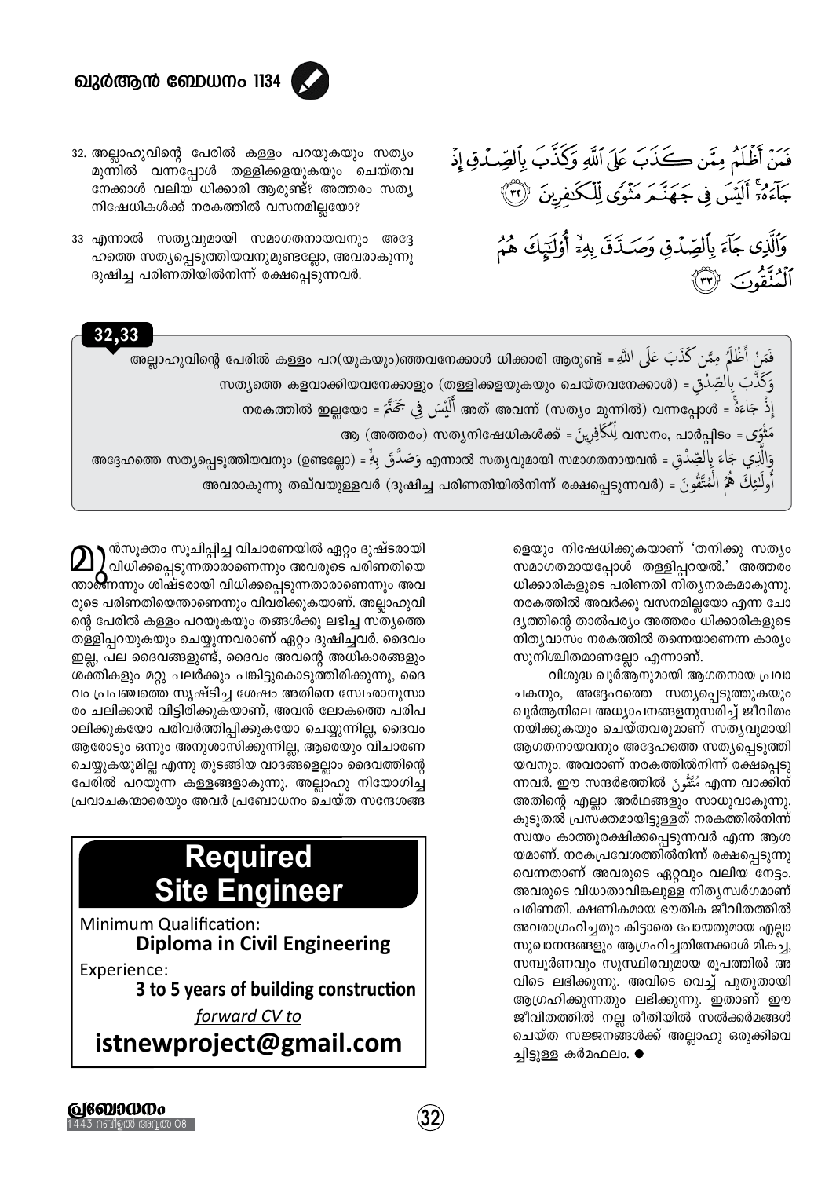32. അല്ലാഹുവിന്റെ പേരിൽ കള്ളം പറയുകയും സത്യം മുന്നിൽ വന്നപ്പോൾ തള്ളിക്കളയുകയും ചെയ്തവനേക്കാൾ വലിയ ധിക്കാരി ആരുണ്ട്? അത്തരം സത്യനിഷേധികൾക്ക് നരകത്തിൽ വസനമില്ലയോ?

فَمَنْ أَظْلَمُ مِمَّن كَذَبَ عَلَى ٱللَّهِ وَكَذَّبَ بِٱلصِّدْقِ إِذْ جَآءَهُۥٓ ۚ أَلَيْسَ فِى جَهَنَّمَ مَثْوًى لِّلْكَـٰفِرِينَ ﴿٣٢﴾

33 എന്നാൽ സത്യവുമായി സമാഗതനായവനും അദ്ദേഹത്തെ സത്യപ്പെടുത്തിയവനുമുണ്ടല്ലോ, അവരാകുന്നു ദുഷിച്ച പരിണതിയിൽനിന്ന് രക്ഷപ്പെടുന്നവർ.

وَٱلَّذِى جَآءَ بِٱلصِّدْقِ وَصَدَّقَ بِهِۦٓ ۙ أُو۟لَـٰٓئِكَ هُمُ ٱلْمُتَّقُونَ ﴿٣٣﴾

**32,33**

فَمَنْ أَظْلَمُ مِمَّن كَذَبَ عَلَى اللَّهِ = അല്ലാഹുവിന്റെ പേരിൽ കള്ളം പറ(യുകയും)ഞ്ഞവനേക്കാൾ ധിക്കാരി ആരുണ്ട്

وَكَذَّبَ بِالصِّدْقِ = (തള്ളിക്കളയുകയും ചെയ്തവനേക്കാൾ) സത്യത്തെ കളവാക്കിയവനേക്കാളും

إِذْ جَاءَهُ = (സത്യം മുന്നിൽ) വന്നപ്പോൾ أَلَيْسَ فِي جَهَنَّمَ = അത് അവന്ന് നരകത്തിൽ ഇല്ലയോ

مَثْوًى = വസനം, പാർപ്പിടം لِلْكَافِرِينَ = ആ (അത്തരം) സത്യനിഷേധികൾക്ക്

وَالَّذِي جَاءَ بِالصِّدْقِ = എന്നാൽ സത്യവുമായി സമാഗതനായവൻ وَصَدَّقَ بِهِ = അദ്ദേഹത്തെ സത്യപ്പെടുത്തിയവനും (ഉണ്ടല്ലോ)

أُولَئِكَ هُمُ الْمُتَّقُونَ = അവരാകുന്നു തഖ്‌വയുള്ളവർ (ദുഷിച്ച പരിണതിയിൽനിന്ന് രക്ഷപ്പെടുന്നവർ)

മുൻസൂക്തം സൂചിപ്പിച്ച വിചാരണയിൽ ഏറ്റം ദുഷ്ടരായി വിധിക്കപ്പെടുന്നതാരാണെന്നും അവരുടെ പരിണതിയെന്താണെന്നും ശിഷ്ടരായി വിധിക്കപ്പെടുന്നതാരാണെന്നും അവരുടെ പരിണതിയെന്താണെന്നും വിവരിക്കുകയാണ്. അല്ലാഹുവിന്റെ പേരിൽ കള്ളം പറയുകയും തങ്ങൾക്കു ലഭിച്ച സത്യത്തെ തള്ളിപ്പറയുകയും ചെയ്യുന്നവരാണ് ഏറ്റം ദുഷിച്ചവർ. ദൈവം ഇല്ല, പല ദൈവങ്ങളുണ്ട്, ദൈവം അവന്റെ അധികാരങ്ങളും ശക്തികളും മറ്റു പലർക്കും പങ്കിട്ടുകൊടുത്തിരിക്കുന്നു, ദൈവം പ്രപഞ്ചത്തെ സൃഷ്ടിച്ച ശേഷം അതിനെ സ്വേഛാനുസാരം ചലിക്കാൻ വിട്ടിരിക്കുകയാണ്, അവൻ ലോകത്തെ പരിപാലിക്കുകയോ പരിവർത്തിപ്പിക്കുകയോ ചെയ്യുന്നില്ല, ദൈവം ആരോടും ഒന്നും അനുശാസിക്കുന്നില്ല, ആരെയും വിചാരണ ചെയ്യുകയുമില്ല എന്നു തുടങ്ങിയ വാദങ്ങളെല്ലാം ദൈവത്തിന്റെ പേരിൽ പറയുന്ന കള്ളങ്ങളാകുന്നു. അല്ലാഹു നിയോഗിച്ച പ്രവാചകന്മാരെയും അവർ പ്രബോധനം ചെയ്ത സന്ദേശങ്ങളെയും നിഷേധിക്കുകയാണ് 'തനിക്കു സത്യം സമാഗതമായപ്പോൾ തള്ളിപ്പറയൽ.' അത്തരം ധിക്കാരികളുടെ പരിണതി നിത്യനരകമാകുന്നു. നരകത്തിൽ അവർക്കു വസനമില്ലയോ എന്ന ചോദ്യത്തിന്റെ താൽപര്യം അത്തരം ധിക്കാരികളുടെ നിത്യവാസം നരകത്തിൽ തന്നെയാണെന്ന കാര്യം സുനിശ്ചിതമാണല്ലോ എന്നാണ്.

വിശുദ്ധ ഖുർആനുമായി ആഗതനായ പ്രവാചകനും, അദ്ദേഹത്തെ സത്യപ്പെടുത്തുകയും ഖുർആനിലെ അധ്യാപനങ്ങളനുസരിച്ച് ജീവിതം നയിക്കുകയും ചെയ്തവരുമാണ് സത്യവുമായി ആഗതനായവനും അദ്ദേഹത്തെ സത്യപ്പെടുത്തിയവനും. അവരാണ് നരകത്തിൽനിന്ന് രക്ഷപ്പെടുന്നവർ. ഈ സന്ദർഭത്തിൽ مُتَّقُونَ എന്ന വാക്കിന് അതിന്റെ എല്ലാ അർഥങ്ങളും സാധുവാകുന്നു. കൂടുതൽ പ്രസക്തമായിട്ടുള്ളത് നരകത്തിൽനിന്ന് സ്വയം കാത്തുരക്ഷിക്കപ്പെടുന്നവർ എന്ന ആശയമാണ്. നരകപ്രവേശത്തിൽനിന്ന് രക്ഷപ്പെടുന്നു വെന്നതാണ് അവരുടെ ഏറ്റവും വലിയ നേട്ടം. അവരുടെ വിധാതാവിങ്കലുള്ള നിത്യസ്വർഗമാണ് പരിണതി. ക്ഷണികമായ ഭൗതിക ജീവിതത്തിൽ അവരാഗ്രഹിച്ചതും കിട്ടാതെ പോയതുമായ എല്ലാ സുഖാനന്ദങ്ങളും ആഗ്രഹിച്ചതിനേക്കാൾ മികച്ച, സമ്പൂർണവും സുസ്ഥിരവുമായ രൂപത്തിൽ അവിടെ ലഭിക്കുന്നു. അവിടെ വെച്ച് പുതുതായി ആഗ്രഹിക്കുന്നതും ലഭിക്കുന്നു. ഇതാണ് ഈ ജീവിതത്തിൽ നല്ല രീതിയിൽ സൽക്കർമങ്ങൾ ചെയ്ത സജ്ജനങ്ങൾക്ക് അല്ലാഹു ഒരുക്കിവെച്ചിട്ടുള്ള കർമഫലം. ●

## Required Site Engineer

Minimum Qualification:
**Diploma in Civil Engineering**

Experience:
**3 to 5 years of building construction**

*forward CV to*

**istnewproject@gmail.com**